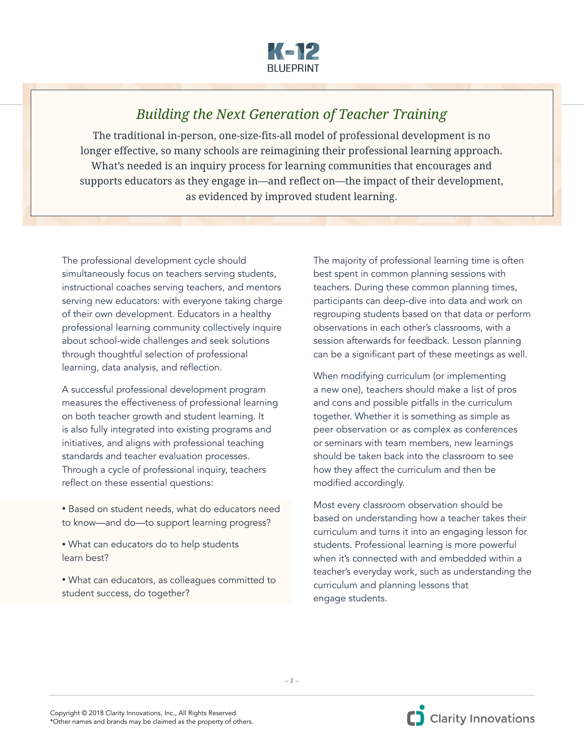# K-12 BLUEPRINT

## *Building the Next Generation of Teacher Training*

The traditional in-person, one-size-fits-all model of professional development is no longer effective, so many schools are reimagining their professional learning approach. What's needed is an inquiry process for learning communities that encourages and supports educators as they engage in—and reflect on—the impact of their development, as evidenced by improved student learning.

The professional development cycle should simultaneously focus on teachers serving students, instructional coaches serving teachers, and mentors serving new educators: with everyone taking charge of their own development. Educators in a healthy professional learning community collectively inquire about school-wide challenges and seek solutions through thoughtful selection of professional learning, data analysis, and reflection.

A successful professional development program measures the effectiveness of professional learning on both teacher growth and student learning. It is also fully integrated into existing programs and initiatives, and aligns with professional teaching standards and teacher evaluation processes. Through a cycle of professional inquiry, teachers reflect on these essential questions:

- Based on student needs, what do educators need to know—and do—to support learning progress?
- What can educators do to help students learn best?
- What can educators, as colleagues committed to student success, do together?

The majority of professional learning time is often best spent in common planning sessions with teachers. During these common planning times, participants can deep-dive into data and work on regrouping students based on that data or perform observations in each other's classrooms, with a session afterwards for feedback. Lesson planning can be a significant part of these meetings as well.

When modifying curriculum (or implementing a new one), teachers should make a list of pros and cons and possible pitfalls in the curriculum together. Whether it is something as simple as peer observation or as complex as conferences or seminars with team members, new learnings should be taken back into the classroom to see how they affect the curriculum and then be modified accordingly.

Most every classroom observation should be based on understanding how a teacher takes their curriculum and turns it into an engaging lesson for students. Professional learning is more powerful when it's connected with and embedded within a teacher's everyday work, such as understanding the curriculum and planning lessons that engage students.

Copyright © 2018 Clarity Innovations, Inc., All Rights Reserved.
*Other names and brands may be claimed as the property of others.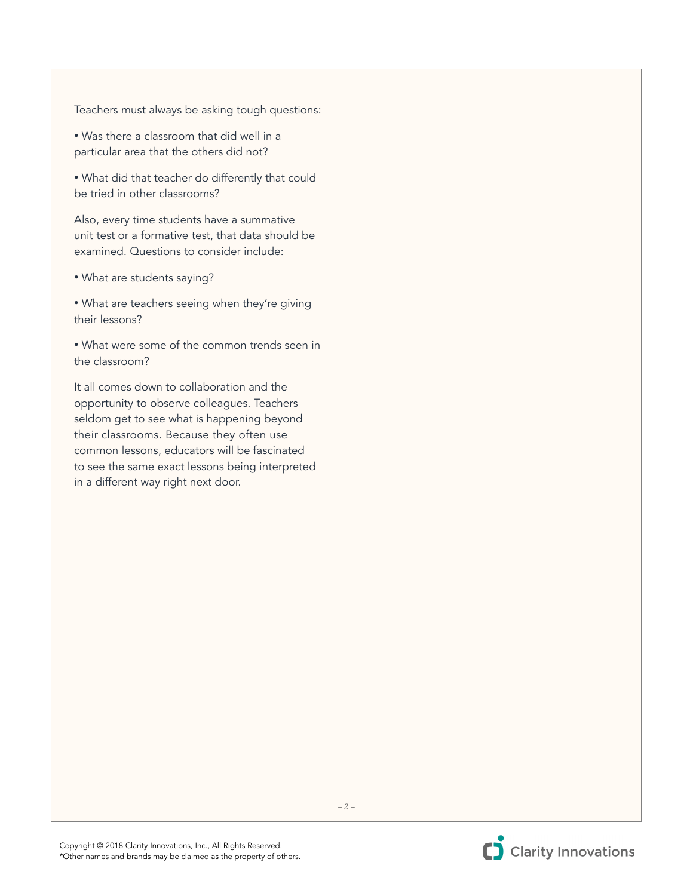Teachers must always be asking tough questions:

- Was there a classroom that did well in a particular area that the others did not?
- What did that teacher do differently that could be tried in other classrooms?

Also, every time students have a summative unit test or a formative test, that data should be examined. Questions to consider include:

- What are students saying?
- What are teachers seeing when they're giving their lessons?
- What were some of the common trends seen in the classroom?

It all comes down to collaboration and the opportunity to observe colleagues. Teachers seldom get to see what is happening beyond their classrooms. Because they often use common lessons, educators will be fascinated to see the same exact lessons being interpreted in a different way right next door.